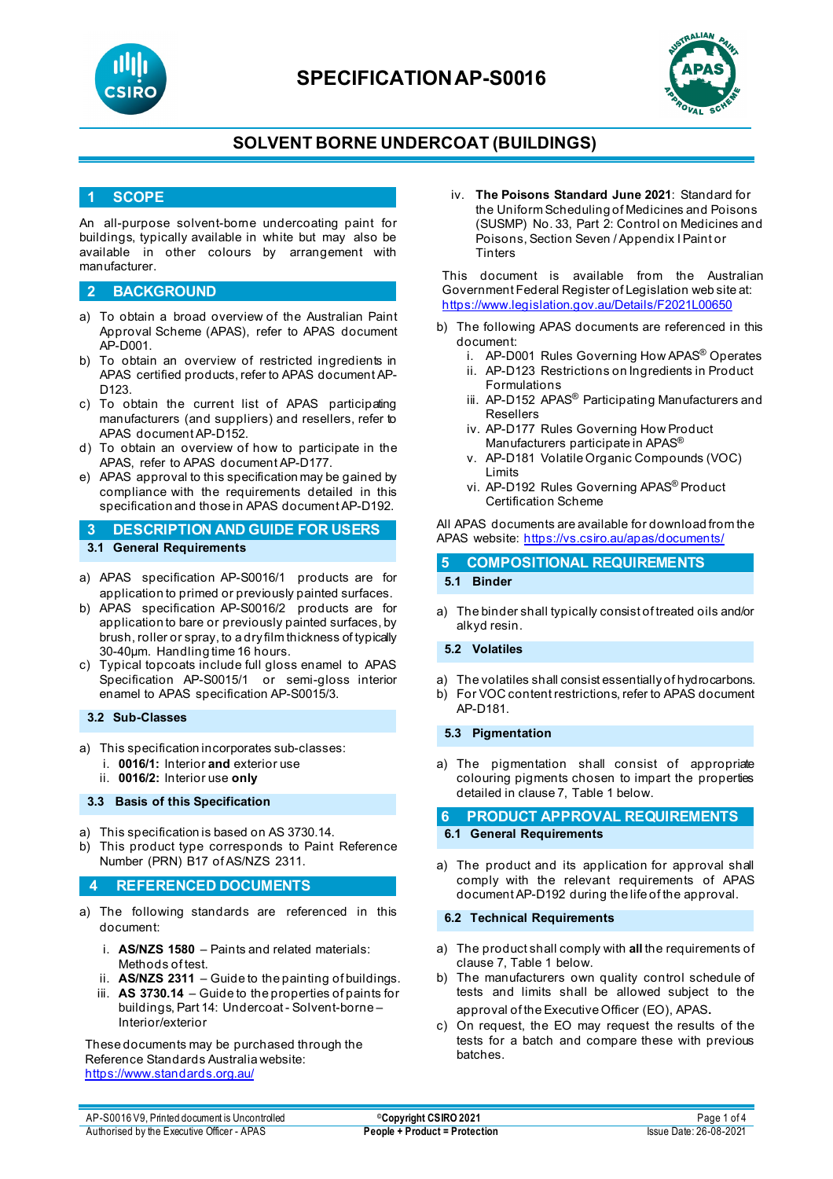# SPECIFICATION AP-S0016

## SOLVENT BORNE UNDERCOAT (BUILDINGS)

## 1 SCOPE

An all-purpose solvent-borne undercoating paint for buildings, typically available in white but may also be available in other colours by arrangement with manufacturer.

## 2 BACKGROUND

a) To obtain a broad overview of the Australian Paint Approval Scheme (APAS), refer to APAS document AP-D001.
b) To obtain an overview of restricted ingredients in APAS certified products, refer to APAS document AP-D123.
c) To obtain the current list of APAS participating manufacturers (and suppliers) and resellers, refer to APAS document AP-D152.
d) To obtain an overview of how to participate in the APAS, refer to APAS document AP-D177.
e) APAS approval to this specification may be gained by compliance with the requirements detailed in this specification and those in APAS document AP-D192.

## 3 DESCRIPTION AND GUIDE FOR USERS

### 3.1 General Requirements

a) APAS specification AP-S0016/1 products are for application to primed or previously painted surfaces.
b) APAS specification AP-S0016/2 products are for application to bare or previously painted surfaces, by brush, roller or spray, to a dry film thickness of typically 30-40µm. Handling time 16 hours.
c) Typical topcoats include full gloss enamel to APAS Specification AP-S0015/1 or semi-gloss interior enamel to APAS specification AP-S0015/3.

### 3.2 Sub-Classes

a) This specification incorporates sub-classes:
   i. **0016/1:** Interior **and** exterior use
   ii. **0016/2:** Interior use **only**

### 3.3 Basis of this Specification

a) This specification is based on AS 3730.14.
b) This product type corresponds to Paint Reference Number (PRN) B17 of AS/NZS 2311.

## 4 REFERENCED DOCUMENTS

a) The following standards are referenced in this document:
   i. **AS/NZS 1580** – Paints and related materials: Methods of test.
   ii. **AS/NZS 2311** – Guide to the painting of buildings.
   iii. **AS 3730.14** – Guide to the properties of paints for buildings, Part 14: Undercoat - Solvent-borne – Interior/exterior
   iv. **The Poisons Standard June 2021**: Standard for the Uniform Scheduling of Medicines and Poisons (SUSMP) No. 33, Part 2: Control on Medicines and Poisons, Section Seven / Appendix I Paint or Tinters

These documents may be purchased through the Reference Standards Australia website: https://www.standards.org.au/

This document is available from the Australian Government Federal Register of Legislation web site at: https://www.legislation.gov.au/Details/F2021L00650

b) The following APAS documents are referenced in this document:
   i. AP-D001 Rules Governing How APAS® Operates
   ii. AP-D123 Restrictions on Ingredients in Product Formulations
   iii. AP-D152 APAS® Participating Manufacturers and Resellers
   iv. AP-D177 Rules Governing How Product Manufacturers participate in APAS®
   v. AP-D181 Volatile Organic Compounds (VOC) Limits
   vi. AP-D192 Rules Governing APAS® Product Certification Scheme

All APAS documents are available for download from the APAS website: https://vs.csiro.au/apas/documents/

## 5 COMPOSITIONAL REQUIREMENTS

### 5.1 Binder

a) The binder shall typically consist of treated oils and/or alkyd resin.

### 5.2 Volatiles

a) The volatiles shall consist essentially of hydrocarbons.
b) For VOC content restrictions, refer to APAS document AP-D181.

### 5.3 Pigmentation

a) The pigmentation shall consist of appropriate colouring pigments chosen to impart the properties detailed in clause 7, Table 1 below.

## 6 PRODUCT APPROVAL REQUIREMENTS

### 6.1 General Requirements

a) The product and its application for approval shall comply with the relevant requirements of APAS document AP-D192 during the life of the approval.

### 6.2 Technical Requirements

a) The product shall comply with **all** the requirements of clause 7, Table 1 below.
b) The manufacturers own quality control schedule of tests and limits shall be allowed subject to the approval of the Executive Officer (EO), APAS.
c) On request, the EO may request the results of the tests for a batch and compare these with previous batches.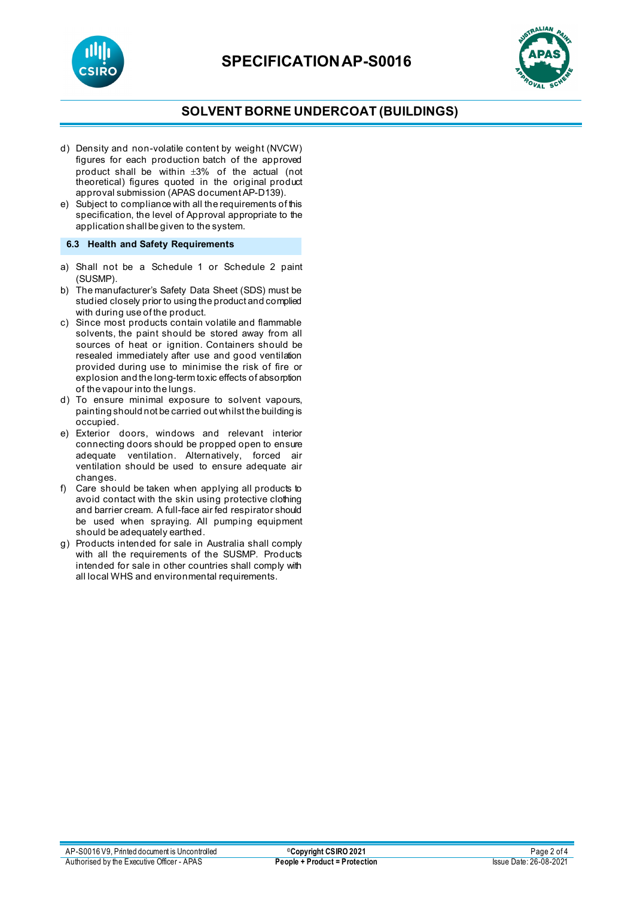d) Density and non-volatile content by weight (NVCW) figures for each production batch of the approved product shall be within ±3% of the actual (not theoretical) figures quoted in the original product approval submission (APAS document AP-D139).
e) Subject to compliance with all the requirements of this specification, the level of Approval appropriate to the application shall be given to the system.

### 6.3 Health and Safety Requirements

a) Shall not be a Schedule 1 or Schedule 2 paint (SUSMP).
b) The manufacturer's Safety Data Sheet (SDS) must be studied closely prior to using the product and complied with during use of the product.
c) Since most products contain volatile and flammable solvents, the paint should be stored away from all sources of heat or ignition. Containers should be resealed immediately after use and good ventilation provided during use to minimise the risk of fire or explosion and the long-term toxic effects of absorption of the vapour into the lungs.
d) To ensure minimal exposure to solvent vapours, painting should not be carried out whilst the building is occupied.
e) Exterior doors, windows and relevant interior connecting doors should be propped open to ensure adequate ventilation. Alternatively, forced air ventilation should be used to ensure adequate air changes.
f) Care should be taken when applying all products to avoid contact with the skin using protective clothing and barrier cream. A full-face air fed respirator should be used when spraying. All pumping equipment should be adequately earthed.
g) Products intended for sale in Australia shall comply with all the requirements of the SUSMP. Products intended for sale in other countries shall comply with all local WHS and environmental requirements.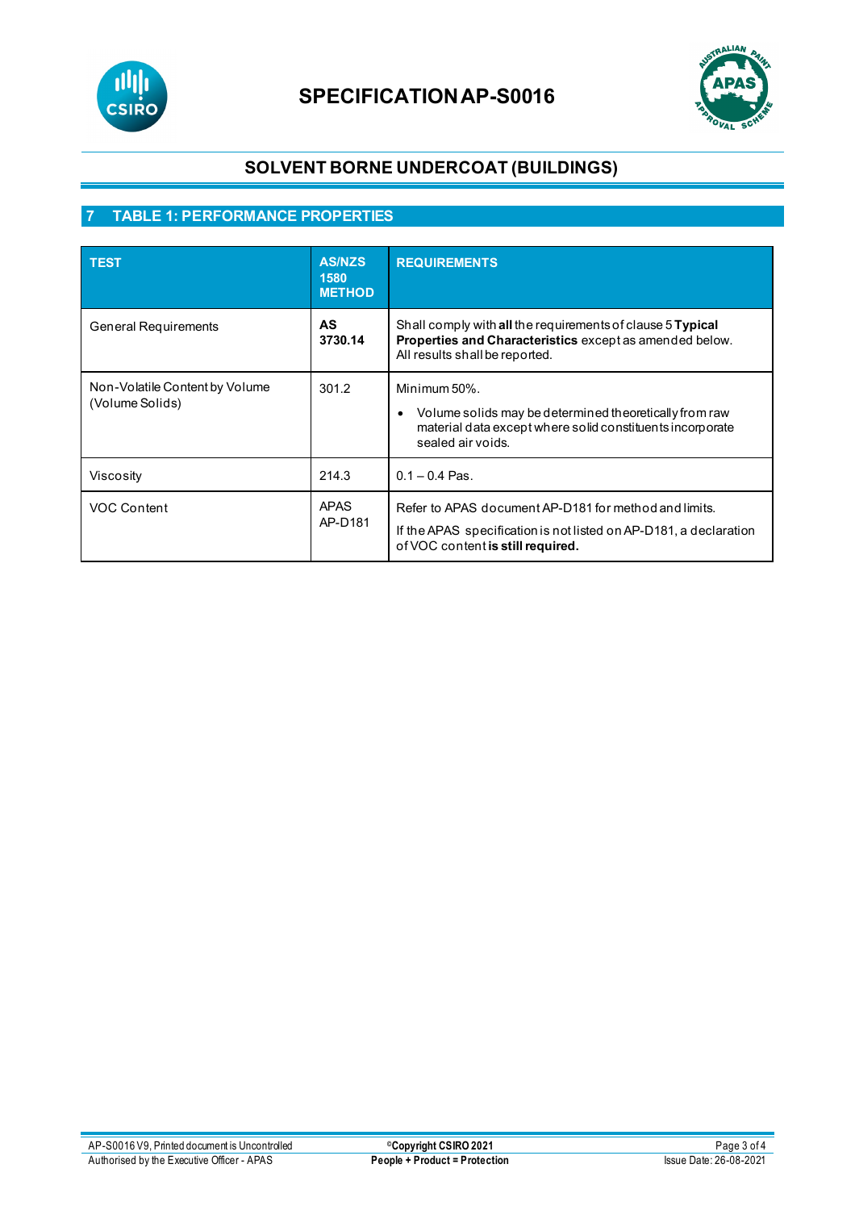# SPECIFICATION AP-S0016

## SOLVENT BORNE UNDERCOAT (BUILDINGS)

## 7 TABLE 1: PERFORMANCE PROPERTIES

| TEST | AS/NZS 1580 METHOD | REQUIREMENTS |
|---|---|---|
| General Requirements | **AS 3730.14** | Shall comply with **all** the requirements of clause 5 **Typical Properties and Characteristics** except as amended below. All results shall be reported. |
| Non-Volatile Content by Volume (Volume Solids) | 301.2 | Minimum 50%.<br>• Volume solids may be determined theoretically from raw material data except where solid constituents incorporate sealed air voids. |
| Viscosity | 214.3 | 0.1 – 0.4 Pas. |
| VOC Content | APAS AP-D181 | Refer to APAS document AP-D181 for method and limits.<br>If the APAS specification is not listed on AP-D181, a declaration of VOC content **is still required.** |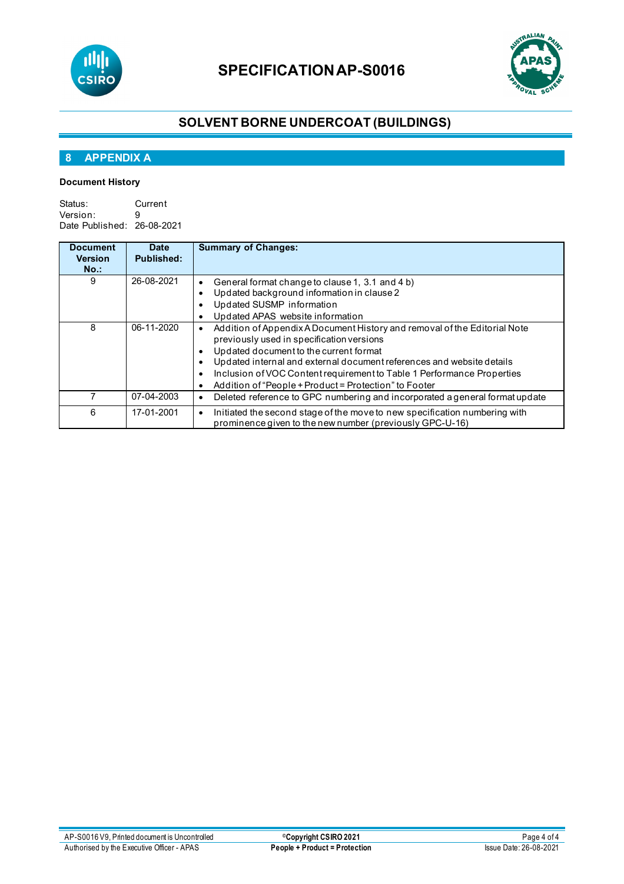# 8 APPENDIX A

**Document History**

Status: Current
Version: 9
Date Published: 26-08-2021

| Document Version No.: | Date Published: | Summary of Changes: |
|---|---|---|
| 9 | 26-08-2021 | • General format change to clause 1, 3.1 and 4 b)<br>• Updated background information in clause 2<br>• Updated SUSMP information<br>• Updated APAS website information |
| 8 | 06-11-2020 | • Addition of Appendix A Document History and removal of the Editorial Note previously used in specification versions<br>• Updated document to the current format<br>• Updated internal and external document references and website details<br>• Inclusion of VOC Content requirement to Table 1 Performance Properties<br>• Addition of "People + Product = Protection" to Footer |
| 7 | 07-04-2003 | • Deleted reference to GPC numbering and incorporated a general format update |
| 6 | 17-01-2001 | • Initiated the second stage of the move to new specification numbering with prominence given to the new number (previously GPC-U-16) |